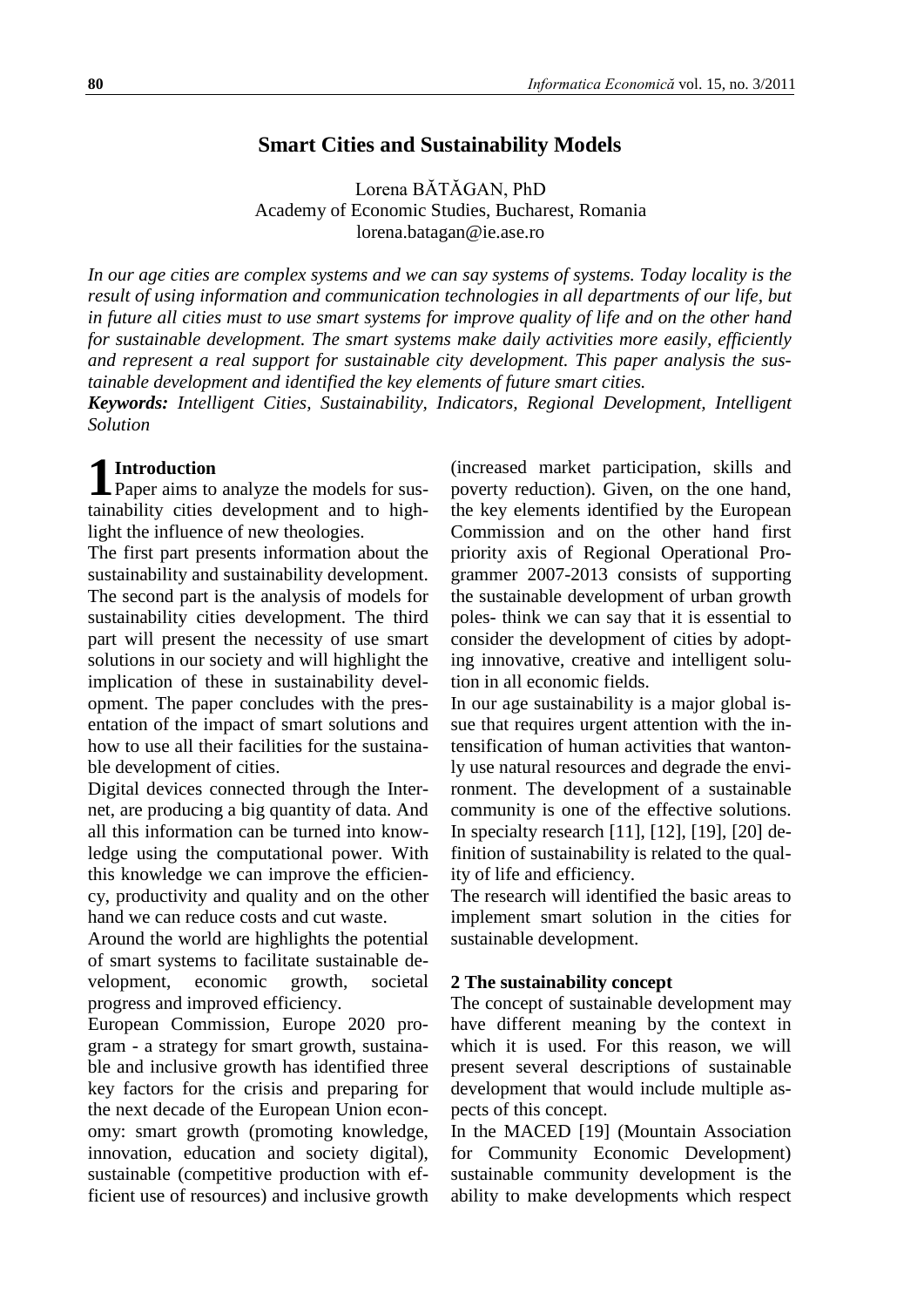# Smart Cities and Sustainability Models

Lorena BĂTĂGAN, PhD
Academy of Economic Studies, Bucharest, Romania
lorena.batagan@ie.ase.ro

*In our age cities are complex systems and we can say systems of systems. Today locality is the result of using information and communication technologies in all departments of our life, but in future all cities must to use smart systems for improve quality of life and on the other hand for sustainable development. The smart systems make daily activities more easily, efficiently and represent a real support for sustainable city development. This paper analysis the sustainable development and identified the key elements of future smart cities.*

***Keywords:*** *Intelligent Cities, Sustainability, Indicators, Regional Development, Intelligent Solution*

## 1 Introduction

Paper aims to analyze the models for sustainability cities development and to highlight the influence of new theologies.

The first part presents information about the sustainability and sustainability development. The second part is the analysis of models for sustainability cities development. The third part will present the necessity of use smart solutions in our society and will highlight the implication of these in sustainability development. The paper concludes with the presentation of the impact of smart solutions and how to use all their facilities for the sustainable development of cities.

Digital devices connected through the Internet, are producing a big quantity of data. And all this information can be turned into knowledge using the computational power. With this knowledge we can improve the efficiency, productivity and quality and on the other hand we can reduce costs and cut waste.

Around the world are highlights the potential of smart systems to facilitate sustainable development, economic growth, societal progress and improved efficiency.

European Commission, Europe 2020 program - a strategy for smart growth, sustainable and inclusive growth has identified three key factors for the crisis and preparing for the next decade of the European Union economy: smart growth (promoting knowledge, innovation, education and society digital), sustainable (competitive production with efficient use of resources) and inclusive growth (increased market participation, skills and poverty reduction). Given, on the one hand, the key elements identified by the European Commission and on the other hand first priority axis of Regional Operational Programmer 2007-2013 consists of supporting the sustainable development of urban growth poles- think we can say that it is essential to consider the development of cities by adopting innovative, creative and intelligent solution in all economic fields.

In our age sustainability is a major global issue that requires urgent attention with the intensification of human activities that wantonly use natural resources and degrade the environment. The development of a sustainable community is one of the effective solutions. In specialty research [11], [12], [19], [20] definition of sustainability is related to the quality of life and efficiency.

The research will identified the basic areas to implement smart solution in the cities for sustainable development.

## 2 The sustainability concept

The concept of sustainable development may have different meaning by the context in which it is used. For this reason, we will present several descriptions of sustainable development that would include multiple aspects of this concept.

In the MACED [19] (Mountain Association for Community Economic Development) sustainable community development is the ability to make developments which respect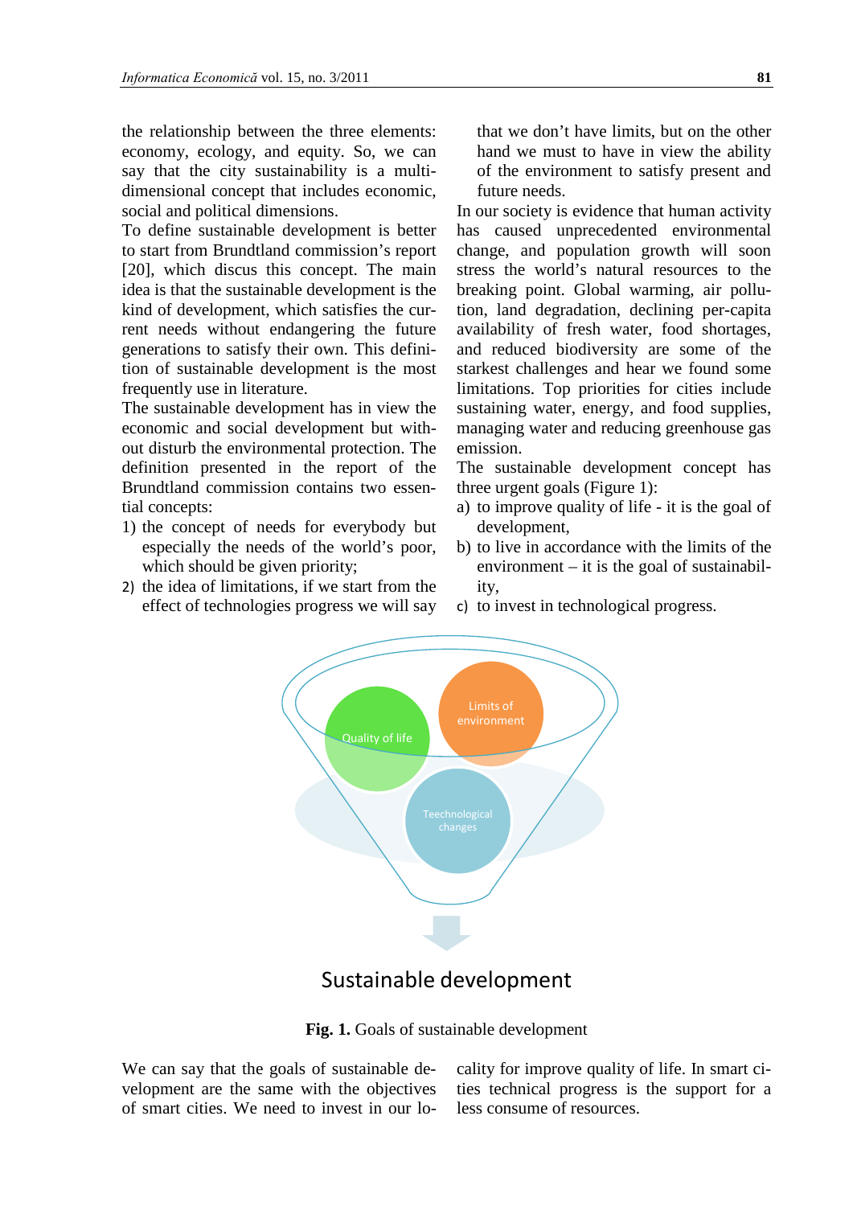the relationship between the three elements: economy, ecology, and equity. So, we can say that the city sustainability is a multi-dimensional concept that includes economic, social and political dimensions.

To define sustainable development is better to start from Brundtland commission's report [20], which discus this concept. The main idea is that the sustainable development is the kind of development, which satisfies the current needs without endangering the future generations to satisfy their own. This definition of sustainable development is the most frequently use in literature.

The sustainable development has in view the economic and social development but without disturb the environmental protection. The definition presented in the report of the Brundtland commission contains two essential concepts:

1) the concept of needs for everybody but especially the needs of the world's poor, which should be given priority;
2) the idea of limitations, if we start from the effect of technologies progress we will say that we don't have limits, but on the other hand we must to have in view the ability of the environment to satisfy present and future needs.

In our society is evidence that human activity has caused unprecedented environmental change, and population growth will soon stress the world's natural resources to the breaking point. Global warming, air pollution, land degradation, declining per-capita availability of fresh water, food shortages, and reduced biodiversity are some of the starkest challenges and hear we found some limitations. Top priorities for cities include sustaining water, energy, and food supplies, managing water and reducing greenhouse gas emission.

The sustainable development concept has three urgent goals (Figure 1):

a) to improve quality of life - it is the goal of development,
b) to live in accordance with the limits of the environment – it is the goal of sustainability,
c) to invest in technological progress.

**Fig. 1.** Goals of sustainable development

We can say that the goals of sustainable development are the same with the objectives of smart cities. We need to invest in our locality for improve quality of life. In smart cities technical progress is the support for a less consume of resources.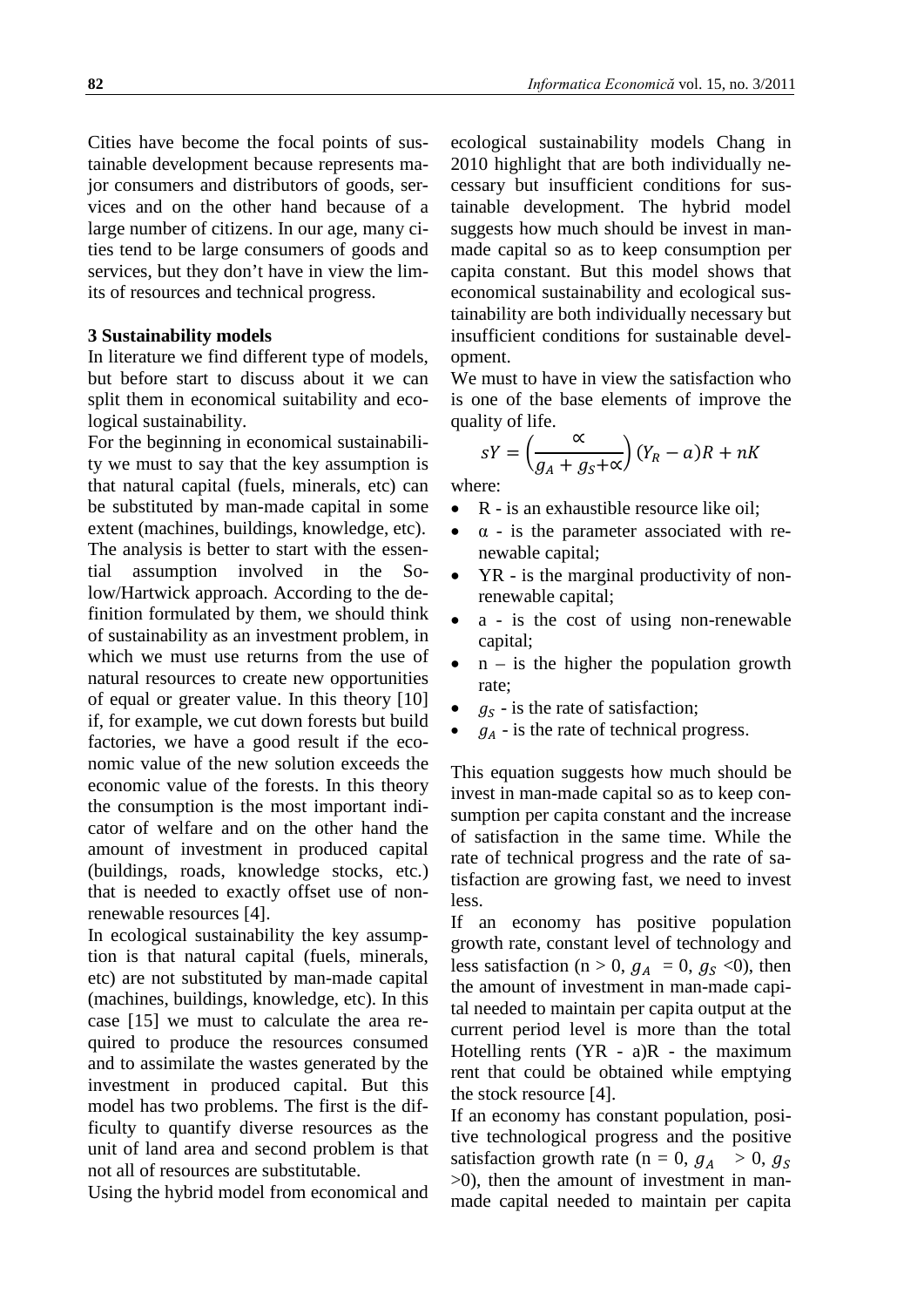Cities have become the focal points of sustainable development because represents major consumers and distributors of goods, services and on the other hand because of a large number of citizens. In our age, many cities tend to be large consumers of goods and services, but they don't have in view the limits of resources and technical progress.

## 3 Sustainability models

In literature we find different type of models, but before start to discuss about it we can split them in economical suitability and ecological sustainability.

For the beginning in economical sustainability we must to say that the key assumption is that natural capital (fuels, minerals, etc) can be substituted by man-made capital in some extent (machines, buildings, knowledge, etc). The analysis is better to start with the essential assumption involved in the Solow/Hartwick approach. According to the definition formulated by them, we should think of sustainability as an investment problem, in which we must use returns from the use of natural resources to create new opportunities of equal or greater value. In this theory [10] if, for example, we cut down forests but build factories, we have a good result if the economic value of the new solution exceeds the economic value of the forests. In this theory the consumption is the most important indicator of welfare and on the other hand the amount of investment in produced capital (buildings, roads, knowledge stocks, etc.) that is needed to exactly offset use of nonrenewable resources [4].

In ecological sustainability the key assumption is that natural capital (fuels, minerals, etc) are not substituted by man-made capital (machines, buildings, knowledge, etc). In this case [15] we must to calculate the area required to produce the resources consumed and to assimilate the wastes generated by the investment in produced capital. But this model has two problems. The first is the difficulty to quantify diverse resources as the unit of land area and second problem is that not all of resources are substitutable.

Using the hybrid model from economical and ecological sustainability models Chang in 2010 highlight that are both individually necessary but insufficient conditions for sustainable development. The hybrid model suggests how much should be invest in man-made capital so as to keep consumption per capita constant. But this model shows that economical sustainability and ecological sustainability are both individually necessary but insufficient conditions for sustainable development.

We must to have in view the satisfaction who is one of the base elements of improve the quality of life.

$$sY = \left(\frac{\propto}{g_A + g_S + \propto}\right)(Y_R - a)R + nK$$

where:

- R - is an exhaustible resource like oil;
- $\alpha$ - is the parameter associated with renewable capital;
- YR - is the marginal productivity of nonrenewable capital;
- a - is the cost of using non-renewable capital;
- n – is the higher the population growth rate;
- $g_S$ - is the rate of satisfaction;
- $g_A$ - is the rate of technical progress.

This equation suggests how much should be invest in man-made capital so as to keep consumption per capita constant and the increase of satisfaction in the same time. While the rate of technical progress and the rate of satisfaction are growing fast, we need to invest less.

If an economy has positive population growth rate, constant level of technology and less satisfaction ($n > 0$, $g_A = 0$, $g_S < 0$), then the amount of investment in man-made capital needed to maintain per capita output at the current period level is more than the total Hotelling rents (YR - a)R - the maximum rent that could be obtained while emptying the stock resource [4].

If an economy has constant population, positive technological progress and the positive satisfaction growth rate ($n = 0$, $g_A > 0$, $g_S > 0$), then the amount of investment in man-made capital needed to maintain per capita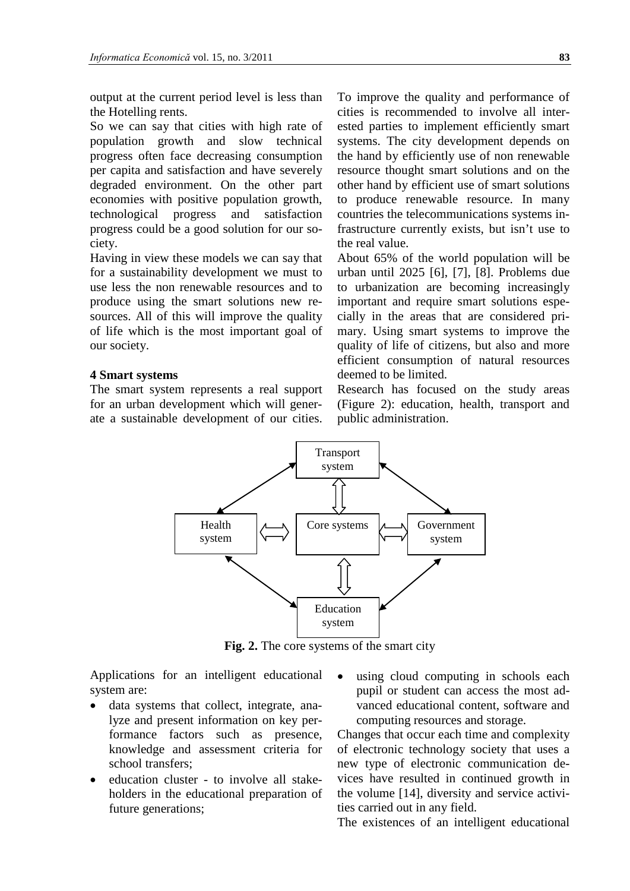output at the current period level is less than the Hotelling rents.

So we can say that cities with high rate of population growth and slow technical progress often face decreasing consumption per capita and satisfaction and have severely degraded environment. On the other part economies with positive population growth, technological progress and satisfaction progress could be a good solution for our society.

Having in view these models we can say that for a sustainability development we must to use less the non renewable resources and to produce using the smart solutions new resources. All of this will improve the quality of life which is the most important goal of our society.

## 4 Smart systems

The smart system represents a real support for an urban development which will generate a sustainable development of our cities. To improve the quality and performance of cities is recommended to involve all interested parties to implement efficiently smart systems. The city development depends on the hand by efficiently use of non renewable resource thought smart solutions and on the other hand by efficient use of smart solutions to produce renewable resource. In many countries the telecommunications systems infrastructure currently exists, but isn't use to the real value.

About 65% of the world population will be urban until 2025 [6], [7], [8]. Problems due to urbanization are becoming increasingly important and require smart solutions especially in the areas that are considered primary. Using smart systems to improve the quality of life of citizens, but also and more efficient consumption of natural resources deemed to be limited.

Research has focused on the study areas (Figure 2): education, health, transport and public administration.

**Fig. 2.** The core systems of the smart city

Applications for an intelligent educational system are:

- data systems that collect, integrate, analyze and present information on key performance factors such as presence, knowledge and assessment criteria for school transfers;
- education cluster - to involve all stakeholders in the educational preparation of future generations;
- using cloud computing in schools each pupil or student can access the most advanced educational content, software and computing resources and storage.

Changes that occur each time and complexity of electronic technology society that uses a new type of electronic communication devices have resulted in continued growth in the volume [14], diversity and service activities carried out in any field.

The existences of an intelligent educational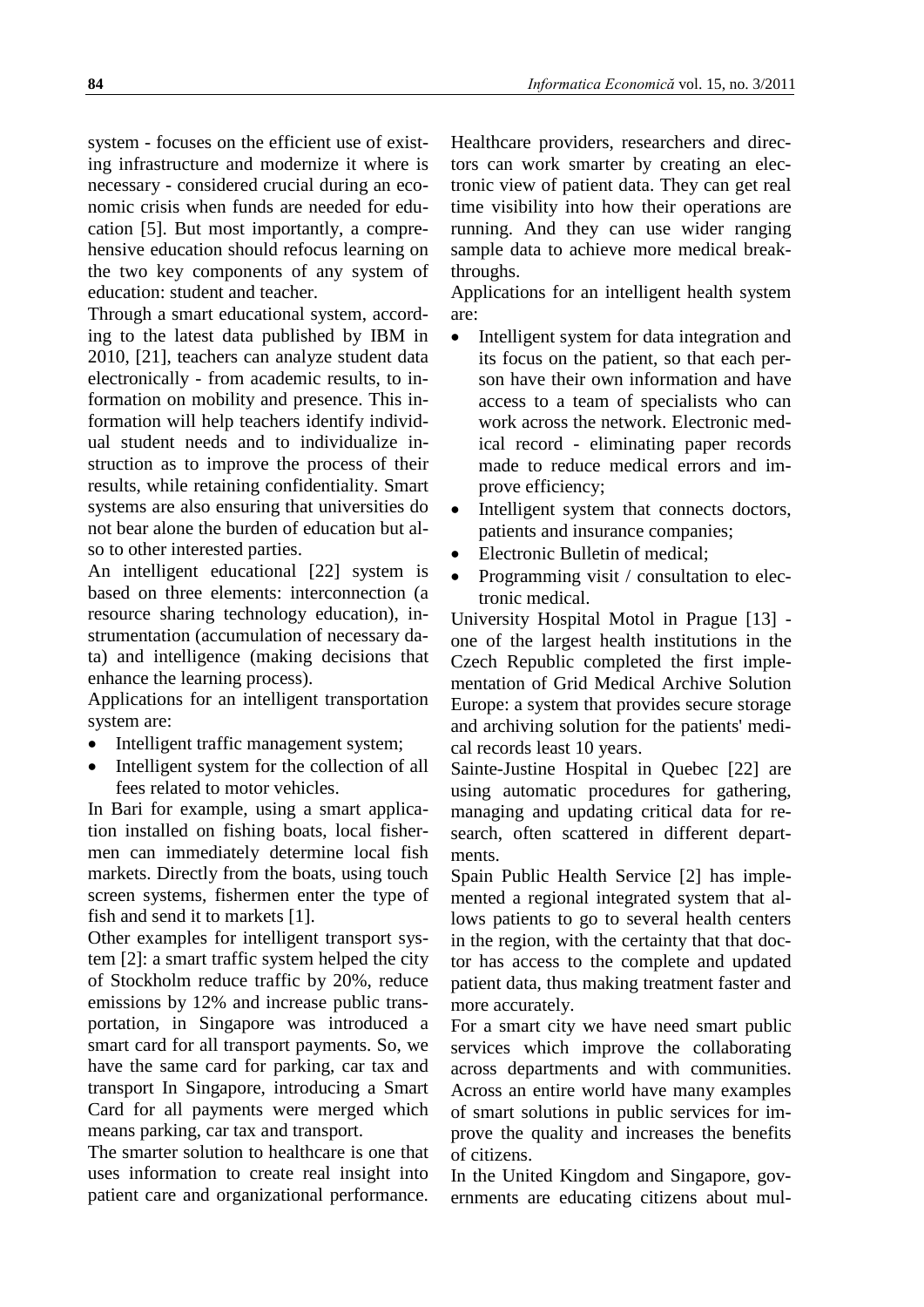system - focuses on the efficient use of existing infrastructure and modernize it where is necessary - considered crucial during an economic crisis when funds are needed for education [5]. But most importantly, a comprehensive education should refocus learning on the two key components of any system of education: student and teacher.

Through a smart educational system, according to the latest data published by IBM in 2010, [21], teachers can analyze student data electronically - from academic results, to information on mobility and presence. This information will help teachers identify individual student needs and to individualize instruction as to improve the process of their results, while retaining confidentiality. Smart systems are also ensuring that universities do not bear alone the burden of education but also to other interested parties.

An intelligent educational [22] system is based on three elements: interconnection (a resource sharing technology education), instrumentation (accumulation of necessary data) and intelligence (making decisions that enhance the learning process).

Applications for an intelligent transportation system are:

- Intelligent traffic management system;
- Intelligent system for the collection of all fees related to motor vehicles.

In Bari for example, using a smart application installed on fishing boats, local fishermen can immediately determine local fish markets. Directly from the boats, using touch screen systems, fishermen enter the type of fish and send it to markets [1].

Other examples for intelligent transport system [2]: a smart traffic system helped the city of Stockholm reduce traffic by 20%, reduce emissions by 12% and increase public transportation, in Singapore was introduced a smart card for all transport payments. So, we have the same card for parking, car tax and transport In Singapore, introducing a Smart Card for all payments were merged which means parking, car tax and transport.

The smarter solution to healthcare is one that uses information to create real insight into patient care and organizational performance. Healthcare providers, researchers and directors can work smarter by creating an electronic view of patient data. They can get real time visibility into how their operations are running. And they can use wider ranging sample data to achieve more medical breakthroughs.

Applications for an intelligent health system are:

- Intelligent system for data integration and its focus on the patient, so that each person have their own information and have access to a team of specialists who can work across the network. Electronic medical record - eliminating paper records made to reduce medical errors and improve efficiency;
- Intelligent system that connects doctors, patients and insurance companies;
- Electronic Bulletin of medical;
- Programming visit / consultation to electronic medical.

University Hospital Motol in Prague [13] - one of the largest health institutions in the Czech Republic completed the first implementation of Grid Medical Archive Solution Europe: a system that provides secure storage and archiving solution for the patients' medical records least 10 years.

Sainte-Justine Hospital in Quebec [22] are using automatic procedures for gathering, managing and updating critical data for research, often scattered in different departments.

Spain Public Health Service [2] has implemented a regional integrated system that allows patients to go to several health centers in the region, with the certainty that that doctor has access to the complete and updated patient data, thus making treatment faster and more accurately.

For a smart city we have need smart public services which improve the collaborating across departments and with communities. Across an entire world have many examples of smart solutions in public services for improve the quality and increases the benefits of citizens.

In the United Kingdom and Singapore, governments are educating citizens about mul-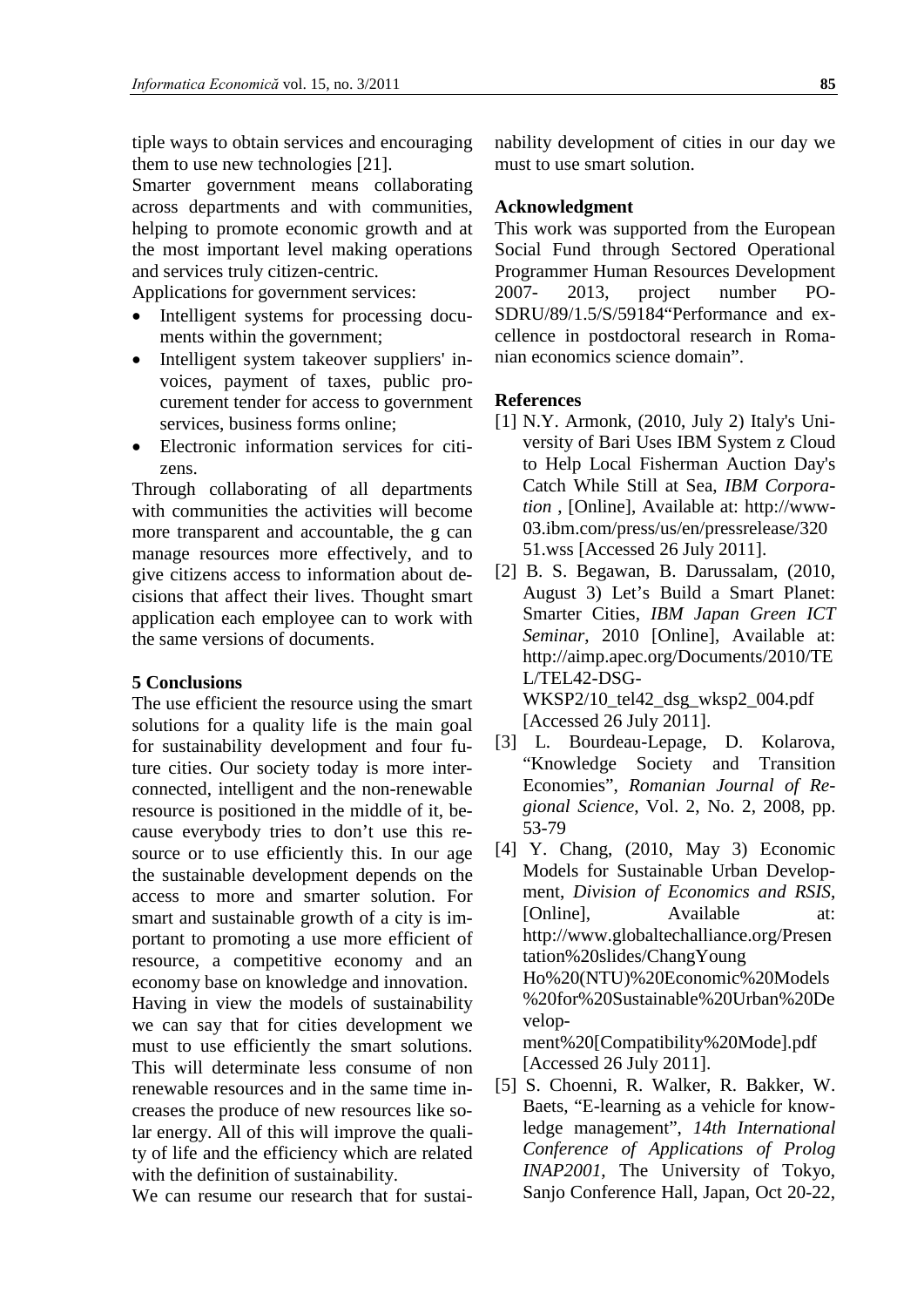tiple ways to obtain services and encouraging them to use new technologies [21].

Smarter government means collaborating across departments and with communities, helping to promote economic growth and at the most important level making operations and services truly citizen-centric.

Applications for government services:

- Intelligent systems for processing documents within the government;
- Intelligent system takeover suppliers' invoices, payment of taxes, public procurement tender for access to government services, business forms online;
- Electronic information services for citizens.

Through collaborating of all departments with communities the activities will become more transparent and accountable, the g can manage resources more effectively, and to give citizens access to information about decisions that affect their lives. Thought smart application each employee can to work with the same versions of documents.

## 5 Conclusions

The use efficient the resource using the smart solutions for a quality life is the main goal for sustainability development and four future cities. Our society today is more interconnected, intelligent and the non-renewable resource is positioned in the middle of it, because everybody tries to don't use this resource or to use efficiently this. In our age the sustainable development depends on the access to more and smarter solution. For smart and sustainable growth of a city is important to promoting a use more efficient of resource, a competitive economy and an economy base on knowledge and innovation.

Having in view the models of sustainability we can say that for cities development we must to use efficiently the smart solutions. This will determinate less consume of non renewable resources and in the same time increases the produce of new resources like solar energy. All of this will improve the quality of life and the efficiency which are related with the definition of sustainability.

We can resume our research that for sustainability development of cities in our day we must to use smart solution.

## Acknowledgment

This work was supported from the European Social Fund through Sectored Operational Programmer Human Resources Development 2007- 2013, project number PO-SDRU/89/1.5/S/59184"Performance and excellence in postdoctoral research in Romanian economics science domain".

## References

[1] N.Y. Armonk, (2010, July 2) Italy's University of Bari Uses IBM System z Cloud to Help Local Fisherman Auction Day's Catch While Still at Sea, *IBM Corporation* , [Online], Available at: http://www-03.ibm.com/press/us/en/pressrelease/32051.wss [Accessed 26 July 2011].

[2] B. S. Begawan, B. Darussalam, (2010, August 3) Let's Build a Smart Planet: Smarter Cities, *IBM Japan Green ICT Seminar*, 2010 [Online], Available at: http://aimp.apec.org/Documents/2010/TEL/TEL42-DSG-WKSP2/10_tel42_dsg_wksp2_004.pdf [Accessed 26 July 2011].

[3] L. Bourdeau-Lepage, D. Kolarova, "Knowledge Society and Transition Economies", *Romanian Journal of Regional Science*, Vol. 2, No. 2, 2008, pp. 53-79

[4] Y. Chang, (2010, May 3) Economic Models for Sustainable Urban Development, *Division of Economics and RSIS*, [Online], Available at: http://www.globaltechalliance.org/Presentation%20slides/ChangYoung Ho%20(NTU)%20Economic%20Models%20for%20Sustainable%20Urban%20Development%20[Compatibility%20Mode].pdf [Accessed 26 July 2011].

[5] S. Choenni, R. Walker, R. Bakker, W. Baets, "E-learning as a vehicle for knowledge management", *14th International Conference of Applications of Prolog INAP2001*, The University of Tokyo, Sanjo Conference Hall, Japan, Oct 20-22,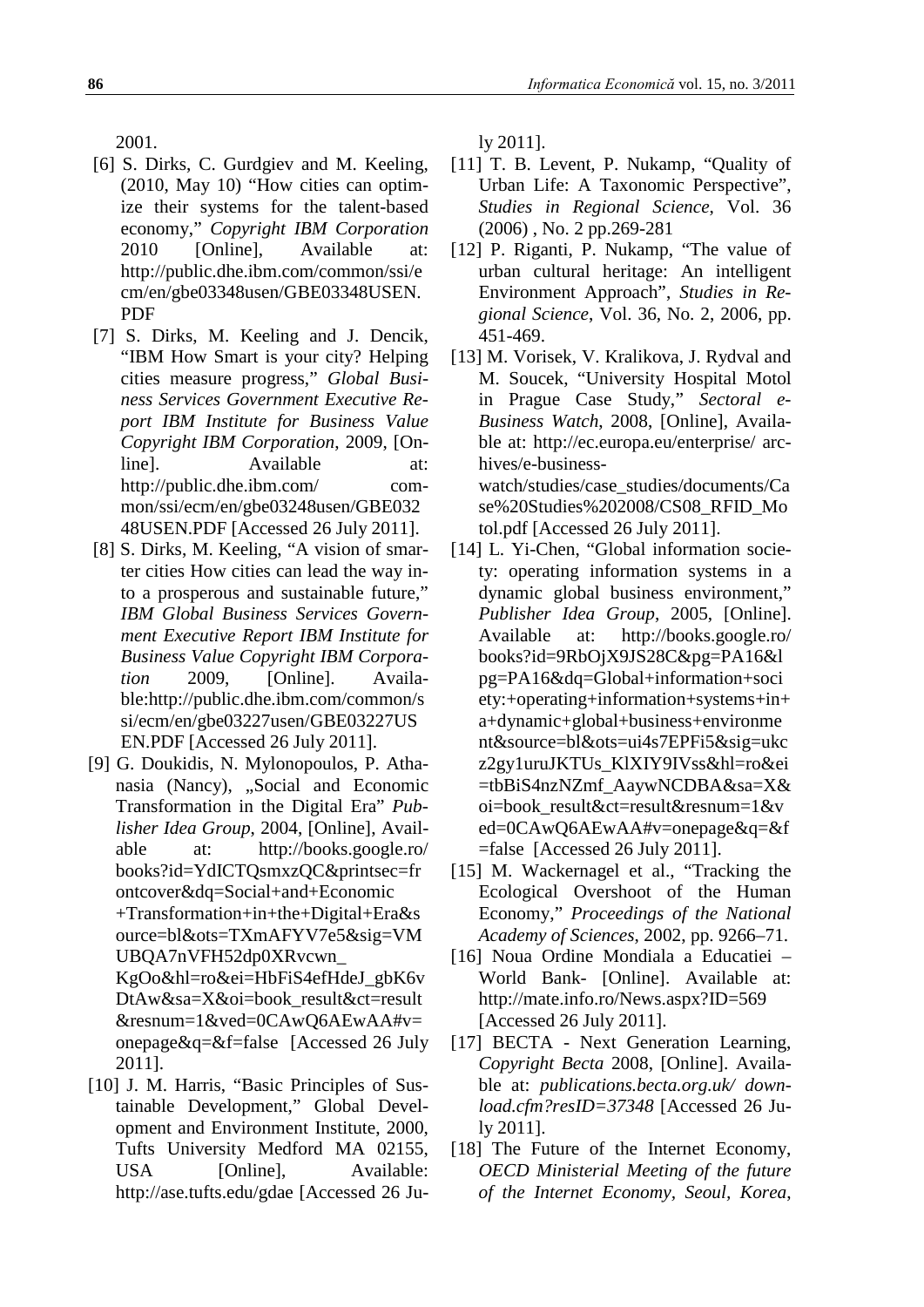2001.

[6] S. Dirks, C. Gurdgiev and M. Keeling, (2010, May 10) "How cities can optimize their systems for the talent-based economy," *Copyright IBM Corporation* 2010 [Online], Available at: http://public.dhe.ibm.com/common/ssi/ecm/en/gbe03348usen/GBE03348USEN.PDF

[7] S. Dirks, M. Keeling and J. Dencik, "IBM How Smart is your city? Helping cities measure progress," *Global Business Services Government Executive Report IBM Institute for Business Value Copyright IBM Corporation*, 2009, [Online]. Available at: http://public.dhe.ibm.com/ common/ssi/ecm/en/gbe03248usen/GBE03248USEN.PDF [Accessed 26 July 2011].

[8] S. Dirks, M. Keeling, "A vision of smarter cities How cities can lead the way into a prosperous and sustainable future," *IBM Global Business Services Government Executive Report IBM Institute for Business Value Copyright IBM Corporation* 2009, [Online]. Available:http://public.dhe.ibm.com/common/ssi/ecm/en/gbe03227usen/GBE03227USEN.PDF [Accessed 26 July 2011].

[9] G. Doukidis, N. Mylonopoulos, P. Athanasia (Nancy), „Social and Economic Transformation in the Digital Era" *Publisher Idea Group*, 2004, [Online], Available at: http://books.google.ro/ books?id=YdICTQsmxzQC&printsec=frontcover&dq=Social+and+Economic +Transformation+in+the+Digital+Era&source=bl&ots=TXmAFYV7e5&sig=VMUBQA7nVFH52dp0XRvcwn_ KgOo&hl=ro&ei=HbFiS4efHdeJ_gbK6vDtAw&sa=X&oi=book_result&ct=result&resnum=1&ved=0CAwQ6AEwAA#v=onepage&q=&f=false [Accessed 26 July 2011].

[10] J. M. Harris, "Basic Principles of Sustainable Development," Global Development and Environment Institute, 2000, Tufts University Medford MA 02155, USA [Online], Available: http://ase.tufts.edu/gdae [Accessed 26 July 2011].

[11] T. B. Levent, P. Nukamp, "Quality of Urban Life: A Taxonomic Perspective", *Studies in Regional Science*, Vol. 36 (2006) , No. 2 pp.269-281

[12] P. Riganti, P. Nukamp, "The value of urban cultural heritage: An intelligent Environment Approach", *Studies in Regional Science*, Vol. 36, No. 2, 2006, pp. 451-469.

[13] M. Vorisek, V. Kralikova, J. Rydval and M. Soucek, "University Hospital Motol in Prague Case Study," *Sectoral e-Business Watch*, 2008, [Online], Available at: http://ec.europa.eu/enterprise/ archives/e-business-watch/studies/case_studies/documents/Case%20Studies%202008/CS08_RFID_Motol.pdf [Accessed 26 July 2011].

[14] L. Yi-Chen, "Global information society: operating information systems in a dynamic global business environment," *Publisher Idea Group*, 2005, [Online]. Available at: http://books.google.ro/ books?id=9RbOjX9JS28C&pg=PA16&lpg=PA16&dq=Global+information+society:+operating+information+systems+in+a+dynamic+global+business+environment&source=bl&ots=ui4s7EPFi5&sig=ukcz2gy1uruJKTUs_KlXIY9IVss&hl=ro&ei=tbBiS4nzNZmf_AaywNCDBA&sa=X&oi=book_result&ct=result&resnum=1&ved=0CAwQ6AEwAA#v=onepage&q=&f=false [Accessed 26 July 2011].

[15] M. Wackernagel et al., "Tracking the Ecological Overshoot of the Human Economy," *Proceedings of the National Academy of Sciences*, 2002, pp. 9266–71.

[16] Noua Ordine Mondiala a Educatiei – World Bank- [Online]. Available at: http://mate.info.ro/News.aspx?ID=569 [Accessed 26 July 2011].

[17] BECTA - Next Generation Learning, *Copyright Becta* 2008, [Online]. Available at: *publications.becta.org.uk/ download.cfm?resID=37348* [Accessed 26 July 2011].

[18] The Future of the Internet Economy, *OECD Ministerial Meeting of the future of the Internet Economy, Seoul, Korea*,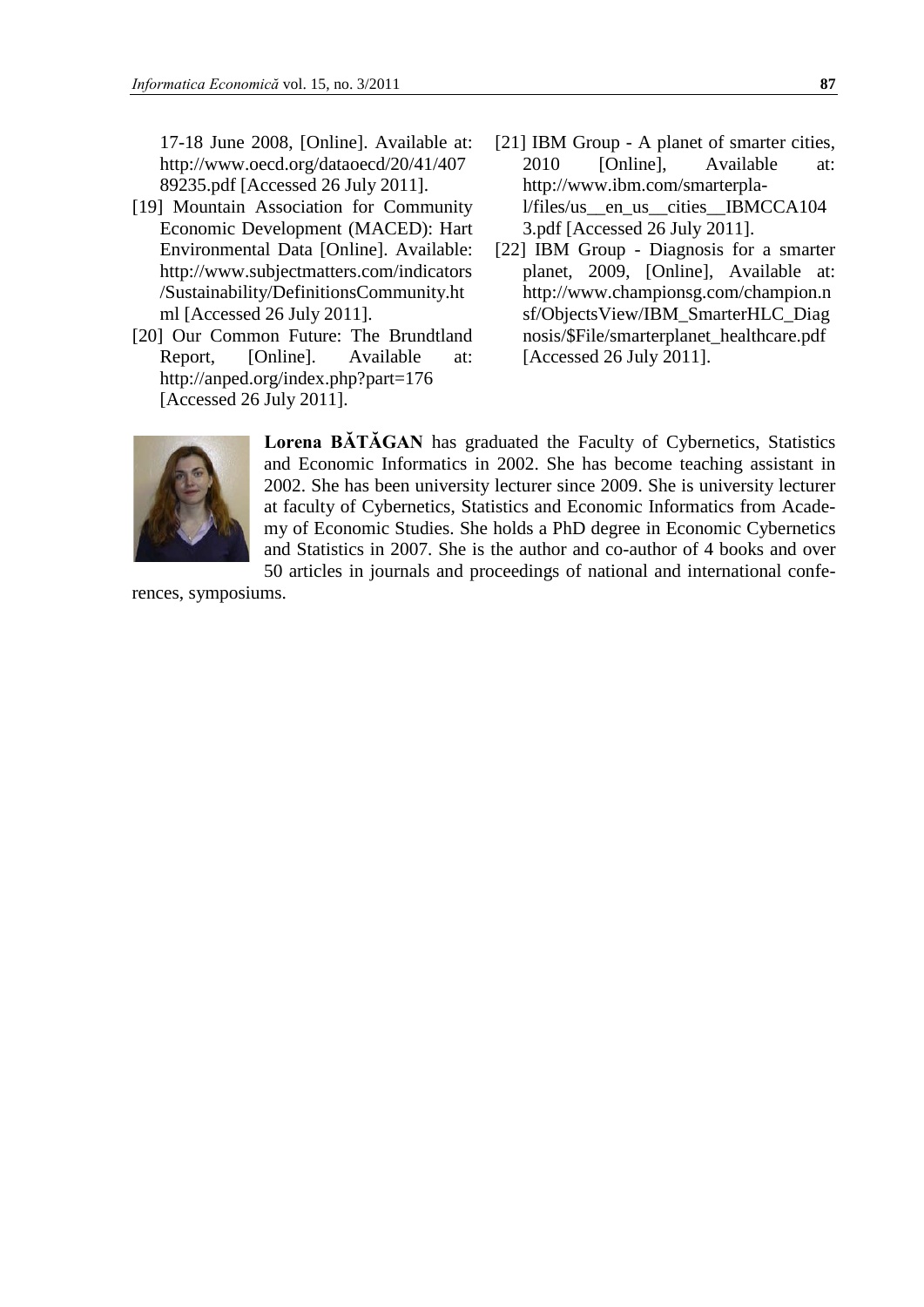17-18 June 2008, [Online]. Available at: http://www.oecd.org/dataoecd/20/41/40789235.pdf [Accessed 26 July 2011].

[19] Mountain Association for Community Economic Development (MACED): Hart Environmental Data [Online]. Available: http://www.subjectmatters.com/indicators/Sustainability/DefinitionsCommunity.html [Accessed 26 July 2011].

[20] Our Common Future: The Brundtland Report, [Online]. Available at: http://anped.org/index.php?part=176 [Accessed 26 July 2011].

[21] IBM Group - A planet of smarter cities, 2010 [Online], Available at: http://www.ibm.com/smarterplal/files/us__en_us__cities__IBMCCA1043.pdf [Accessed 26 July 2011].

[22] IBM Group - Diagnosis for a smarter planet, 2009, [Online], Available at: http://www.championsg.com/champion.nsf/ObjectsView/IBM_SmarterHLC_Diagnosis/$File/smarterplanet_healthcare.pdf [Accessed 26 July 2011].

**Lorena BĂTĂGAN** has graduated the Faculty of Cybernetics, Statistics and Economic Informatics in 2002. She has become teaching assistant in 2002. She has been university lecturer since 2009. She is university lecturer at faculty of Cybernetics, Statistics and Economic Informatics from Academy of Economic Studies. She holds a PhD degree in Economic Cybernetics and Statistics in 2007. She is the author and co-author of 4 books and over 50 articles in journals and proceedings of national and international conferences, symposiums.